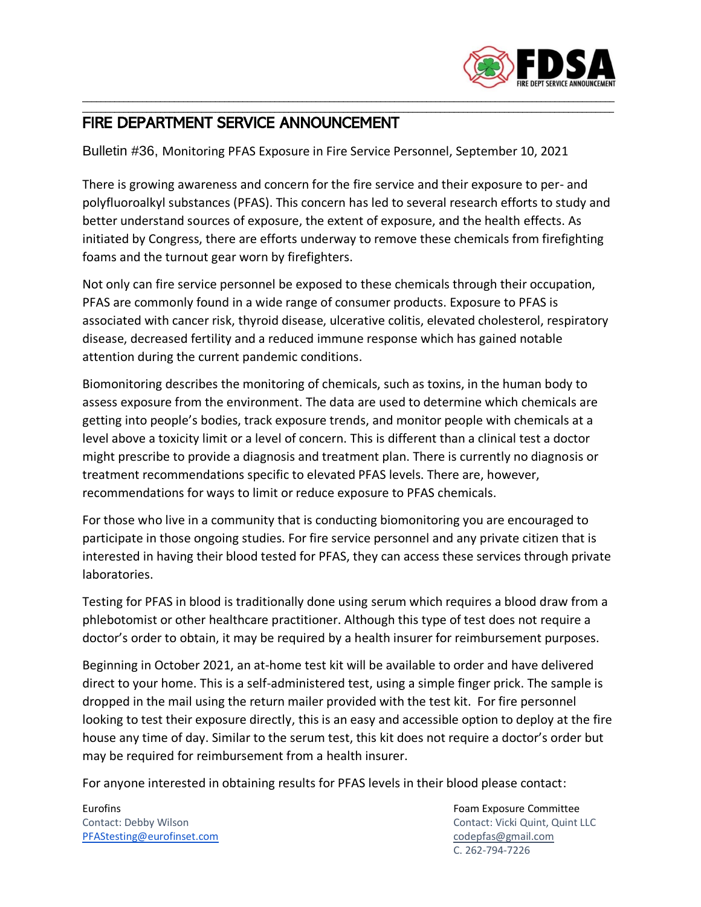# FIRE DEPARTMENT SERVICE ANNOUNCEMENT

Bulletin #36, Monitoring PFAS Exposure in Fire Service Personnel, September 10, 2021

There is growing awareness and concern for the fire service and their exposure to per- and polyfluoroalkyl substances (PFAS). This concern has led to several research efforts to study and better understand sources of exposure, the extent of exposure, and the health effects. As initiated by Congress, there are efforts underway to remove these chemicals from firefighting foams and the turnout gear worn by firefighters.

Not only can fire service personnel be exposed to these chemicals through their occupation, PFAS are commonly found in a wide range of consumer products. Exposure to PFAS is associated with cancer risk, thyroid disease, ulcerative colitis, elevated cholesterol, respiratory disease, decreased fertility and a reduced immune response which has gained notable attention during the current pandemic conditions.

Biomonitoring describes the monitoring of chemicals, such as toxins, in the human body to assess exposure from the environment. The data are used to determine which chemicals are getting into people's bodies, track exposure trends, and monitor people with chemicals at a level above a toxicity limit or a level of concern. This is different than a clinical test a doctor might prescribe to provide a diagnosis and treatment plan. There is currently no diagnosis or treatment recommendations specific to elevated PFAS levels. There are, however, recommendations for ways to limit or reduce exposure to PFAS chemicals.

For those who live in a community that is conducting biomonitoring you are encouraged to participate in those ongoing studies. For fire service personnel and any private citizen that is interested in having their blood tested for PFAS, they can access these services through private laboratories.

Testing for PFAS in blood is traditionally done using serum which requires a blood draw from a phlebotomist or other healthcare practitioner. Although this type of test does not require a doctor's order to obtain, it may be required by a health insurer for reimbursement purposes.

Beginning in October 2021, an at-home test kit will be available to order and have delivered direct to your home. This is a self-administered test, using a simple finger prick. The sample is dropped in the mail using the return mailer provided with the test kit. For fire personnel looking to test their exposure directly, this is an easy and accessible option to deploy at the fire house any time of day. Similar to the serum test, this kit does not require a doctor's order but may be required for reimbursement from a health insurer.

For anyone interested in obtaining results for PFAS levels in their blood please contact:

Eurofins
Contact: Debby Wilson
PFAStesting@eurofinset.com

Foam Exposure Committee
Contact: Vicki Quint, Quint LLC
codepfas@gmail.com
C. 262-794-7226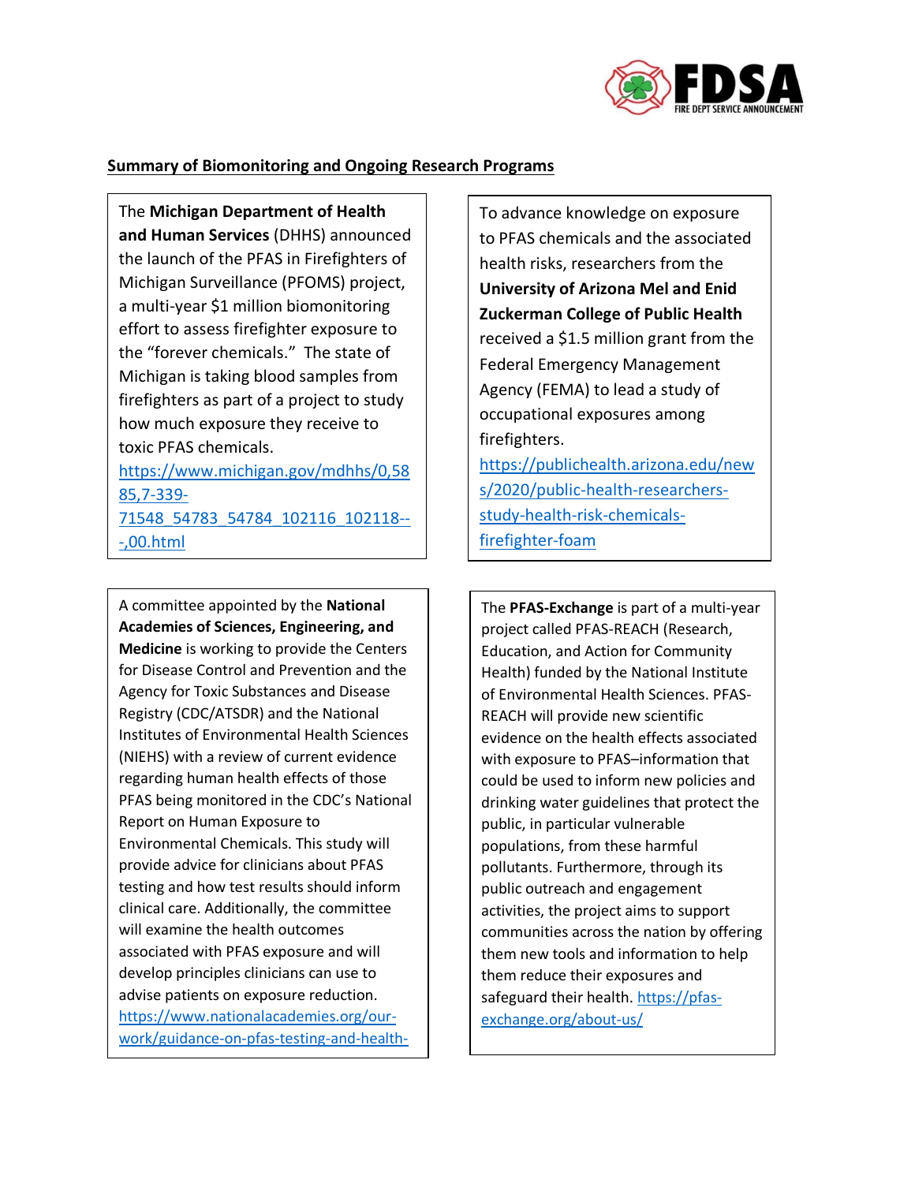## Summary of Biomonitoring and Ongoing Research Programs

The **Michigan Department of Health and Human Services** (DHHS) announced the launch of the PFAS in Firefighters of Michigan Surveillance (PFOMS) project, a multi-year $1 million biomonitoring effort to assess firefighter exposure to the "forever chemicals." The state of Michigan is taking blood samples from firefighters as part of a project to study how much exposure they receive to toxic PFAS chemicals. https://www.michigan.gov/mdhhs/0,5885,7-339-71548_54783_54784_102116_102118---,00.html

To advance knowledge on exposure to PFAS chemicals and the associated health risks, researchers from the **University of Arizona Mel and Enid Zuckerman College of Public Health** received a $1.5 million grant from the Federal Emergency Management Agency (FEMA) to lead a study of occupational exposures among firefighters. https://publichealth.arizona.edu/news/2020/public-health-researchers-study-health-risk-chemicals-firefighter-foam

A committee appointed by the **National Academies of Sciences, Engineering, and Medicine** is working to provide the Centers for Disease Control and Prevention and the Agency for Toxic Substances and Disease Registry (CDC/ATSDR) and the National Institutes of Environmental Health Sciences (NIEHS) with a review of current evidence regarding human health effects of those PFAS being monitored in the CDC's National Report on Human Exposure to Environmental Chemicals. This study will provide advice for clinicians about PFAS testing and how test results should inform clinical care. Additionally, the committee will examine the health outcomes associated with PFAS exposure and will develop principles clinicians can use to advise patients on exposure reduction. https://www.nationalacademies.org/our-work/guidance-on-pfas-testing-and-health-

The **PFAS-Exchange** is part of a multi-year project called PFAS-REACH (Research, Education, and Action for Community Health) funded by the National Institute of Environmental Health Sciences. PFAS-REACH will provide new scientific evidence on the health effects associated with exposure to PFAS–information that could be used to inform new policies and drinking water guidelines that protect the public, in particular vulnerable populations, from these harmful pollutants. Furthermore, through its public outreach and engagement activities, the project aims to support communities across the nation by offering them new tools and information to help them reduce their exposures and safeguard their health. https://pfas-exchange.org/about-us/